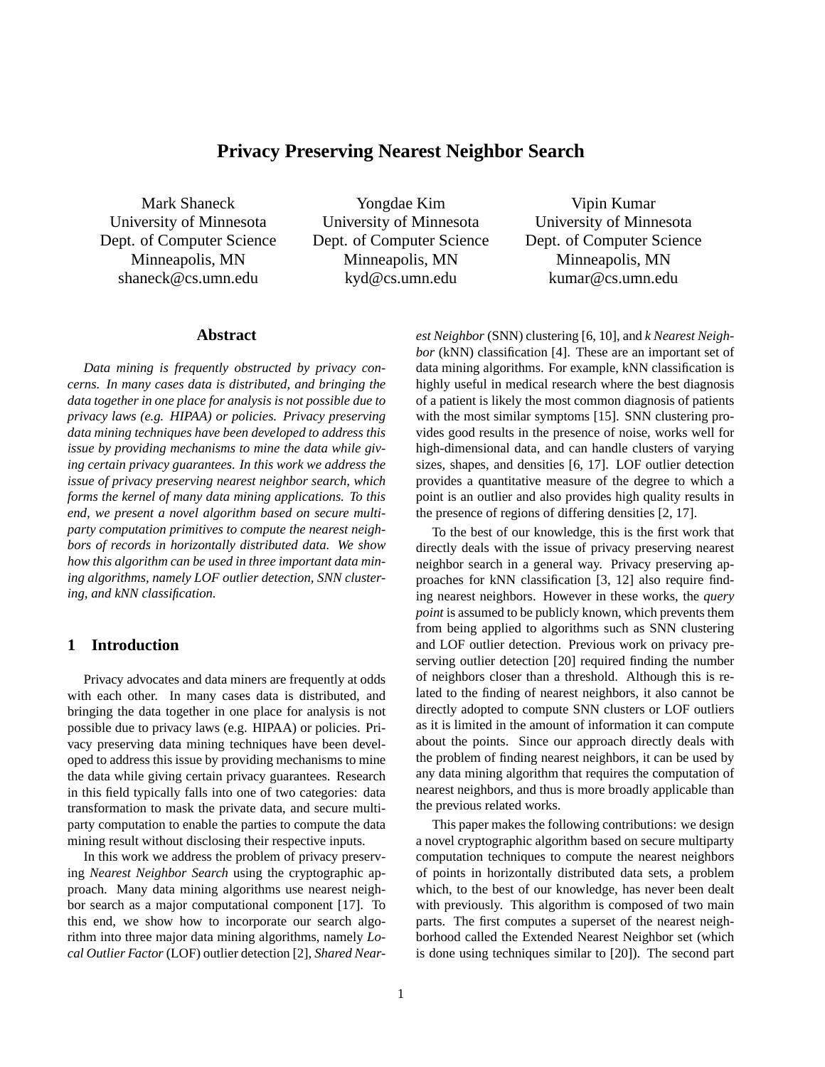# Privacy Preserving Nearest Neighbor Search

Mark Shaneck
University of Minnesota
Dept. of Computer Science
Minneapolis, MN
shaneck@cs.umn.edu

Yongdae Kim
University of Minnesota
Dept. of Computer Science
Minneapolis, MN
kyd@cs.umn.edu

Vipin Kumar
University of Minnesota
Dept. of Computer Science
Minneapolis, MN
kumar@cs.umn.edu

## Abstract

*Data mining is frequently obstructed by privacy concerns. In many cases data is distributed, and bringing the data together in one place for analysis is not possible due to privacy laws (e.g. HIPAA) or policies. Privacy preserving data mining techniques have been developed to address this issue by providing mechanisms to mine the data while giving certain privacy guarantees. In this work we address the issue of privacy preserving nearest neighbor search, which forms the kernel of many data mining applications. To this end, we present a novel algorithm based on secure multiparty computation primitives to compute the nearest neighbors of records in horizontally distributed data. We show how this algorithm can be used in three important data mining algorithms, namely LOF outlier detection, SNN clustering, and kNN classification.*

## 1 Introduction

Privacy advocates and data miners are frequently at odds with each other. In many cases data is distributed, and bringing the data together in one place for analysis is not possible due to privacy laws (e.g. HIPAA) or policies. Privacy preserving data mining techniques have been developed to address this issue by providing mechanisms to mine the data while giving certain privacy guarantees. Research in this field typically falls into one of two categories: data transformation to mask the private data, and secure multiparty computation to enable the parties to compute the data mining result without disclosing their respective inputs.

In this work we address the problem of privacy preserving *Nearest Neighbor Search* using the cryptographic approach. Many data mining algorithms use nearest neighbor search as a major computational component [17]. To this end, we show how to incorporate our search algorithm into three major data mining algorithms, namely *Local Outlier Factor* (LOF) outlier detection [2], *Shared Nearest Neighbor* (SNN) clustering [6, 10], and *k Nearest Neighbor* (kNN) classification [4]. These are an important set of data mining algorithms. For example, kNN classification is highly useful in medical research where the best diagnosis of a patient is likely the most common diagnosis of patients with the most similar symptoms [15]. SNN clustering provides good results in the presence of noise, works well for high-dimensional data, and can handle clusters of varying sizes, shapes, and densities [6, 17]. LOF outlier detection provides a quantitative measure of the degree to which a point is an outlier and also provides high quality results in the presence of regions of differing densities [2, 17].

To the best of our knowledge, this is the first work that directly deals with the issue of privacy preserving nearest neighbor search in a general way. Privacy preserving approaches for kNN classification [3, 12] also require finding nearest neighbors. However in these works, the *query point* is assumed to be publicly known, which prevents them from being applied to algorithms such as SNN clustering and LOF outlier detection. Previous work on privacy preserving outlier detection [20] required finding the number of neighbors closer than a threshold. Although this is related to the finding of nearest neighbors, it also cannot be directly adopted to compute SNN clusters or LOF outliers as it is limited in the amount of information it can compute about the points. Since our approach directly deals with the problem of finding nearest neighbors, it can be used by any data mining algorithm that requires the computation of nearest neighbors, and thus is more broadly applicable than the previous related works.

This paper makes the following contributions: we design a novel cryptographic algorithm based on secure multiparty computation techniques to compute the nearest neighbors of points in horizontally distributed data sets, a problem which, to the best of our knowledge, has never been dealt with previously. This algorithm is composed of two main parts. The first computes a superset of the nearest neighborhood called the Extended Nearest Neighbor set (which is done using techniques similar to [20]). The second part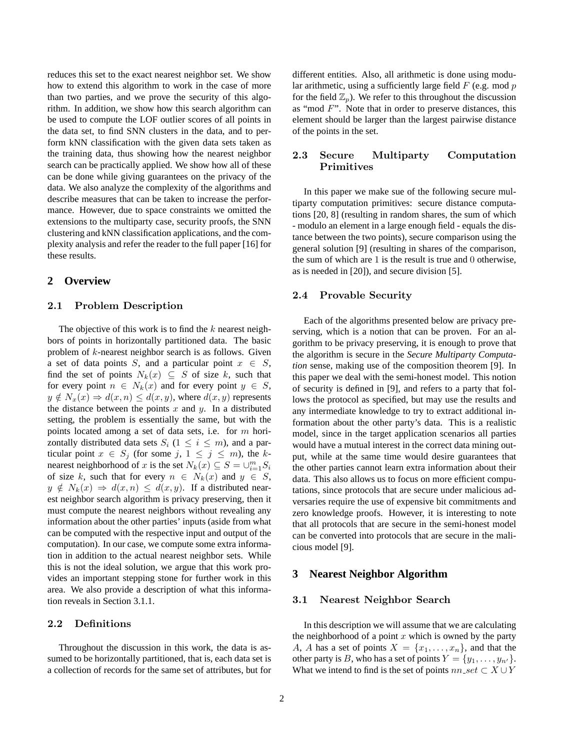reduces this set to the exact nearest neighbor set. We show how to extend this algorithm to work in the case of more than two parties, and we prove the security of this algorithm. In addition, we show how this search algorithm can be used to compute the LOF outlier scores of all points in the data set, to find SNN clusters in the data, and to perform kNN classification with the given data sets taken as the training data, thus showing how the nearest neighbor search can be practically applied. We show how all of these can be done while giving guarantees on the privacy of the data. We also analyze the complexity of the algorithms and describe measures that can be taken to increase the performance. However, due to space constraints we omitted the extensions to the multiparty case, security proofs, the SNN clustering and kNN classification applications, and the complexity analysis and refer the reader to the full paper [16] for these results.

## 2 Overview

### 2.1 Problem Description

The objective of this work is to find the $k$ nearest neighbors of points in horizontally partitioned data. The basic problem of $k$-nearest neighbor search is as follows. Given a set of data points $S$, and a particular point $x \in S$, find the set of points $N_k(x) \subseteq S$ of size $k$, such that for every point $n \in N_k(x)$ and for every point $y \in S$, $y \notin N_x(x) \Rightarrow d(x,n) \leq d(x,y)$, where $d(x,y)$ represents the distance between the points $x$ and $y$. In a distributed setting, the problem is essentially the same, but with the points located among a set of data sets, i.e. for $m$ horizontally distributed data sets $S_i$ ($1 \leq i \leq m$), and a particular point $x \in S_j$ (for some $j$, $1 \leq j \leq m$), the $k$-nearest neighborhood of $x$ is the set $N_k(x) \subseteq S = \cup_{i=1}^{m} S_i$ of size $k$, such that for every $n \in N_k(x)$ and $y \in S$, $y \notin N_k(x) \Rightarrow d(x,n) \leq d(x,y)$. If a distributed nearest neighbor search algorithm is privacy preserving, then it must compute the nearest neighbors without revealing any information about the other parties' inputs (aside from what can be computed with the respective input and output of the computation). In our case, we compute some extra information in addition to the actual nearest neighbor sets. While this is not the ideal solution, we argue that this work provides an important stepping stone for further work in this area. We also provide a description of what this information reveals in Section 3.1.1.

### 2.2 Definitions

Throughout the discussion in this work, the data is assumed to be horizontally partitioned, that is, each data set is a collection of records for the same set of attributes, but for different entities. Also, all arithmetic is done using modular arithmetic, using a sufficiently large field $F$ (e.g. mod $p$ for the field $\mathbb{Z}_p$). We refer to this throughout the discussion as "mod $F$". Note that in order to preserve distances, this element should be larger than the largest pairwise distance of the points in the set.

### 2.3 Secure Multiparty Computation Primitives

In this paper we make sue of the following secure multiparty computation primitives: secure distance computations [20, 8] (resulting in random shares, the sum of which - modulo an element in a large enough field - equals the distance between the two points), secure comparison using the general solution [9] (resulting in shares of the comparison, the sum of which are $1$ is the result is true and $0$ otherwise, as is needed in [20]), and secure division [5].

### 2.4 Provable Security

Each of the algorithms presented below are privacy preserving, which is a notion that can be proven. For an algorithm to be privacy preserving, it is enough to prove that the algorithm is secure in the *Secure Multiparty Computation* sense, making use of the composition theorem [9]. In this paper we deal with the semi-honest model. This notion of security is defined in [9], and refers to a party that follows the protocol as specified, but may use the results and any intermediate knowledge to try to extract additional information about the other party's data. This is a realistic model, since in the target application scenarios all parties would have a mutual interest in the correct data mining output, while at the same time would desire guarantees that the other parties cannot learn extra information about their data. This also allows us to focus on more efficient computations, since protocols that are secure under malicious adversaries require the use of expensive bit commitments and zero knowledge proofs. However, it is interesting to note that all protocols that are secure in the semi-honest model can be converted into protocols that are secure in the malicious model [9].

## 3 Nearest Neighbor Algorithm

### 3.1 Nearest Neighbor Search

In this description we will assume that we are calculating the neighborhood of a point $x$ which is owned by the party $A$, $A$ has a set of points $X = \{x_1, \ldots, x_n\}$, and that the other party is $B$, who has a set of points $Y = \{y_1, \ldots, y_{n'}\}$. What we intend to find is the set of points $nn\_set \subset X \cup Y$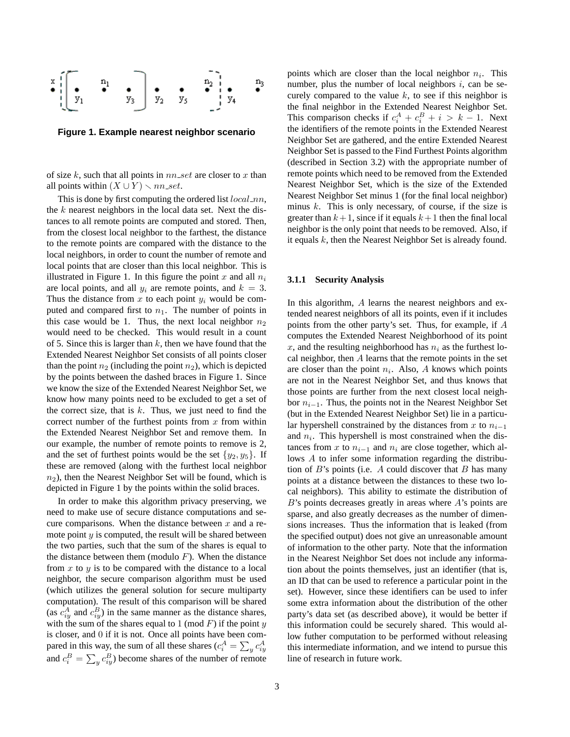Figure 1. Example nearest neighbor scenario

of size $k$, such that all points in $nn\_set$ are closer to $x$ than all points within $(X \cup Y) \setminus nn\_set$.

This is done by first computing the ordered list $local\_nn$, the $k$ nearest neighbors in the local data set. Next the distances to all remote points are computed and stored. Then, from the closest local neighbor to the farthest, the distance to the remote points are compared with the distance to the local neighbors, in order to count the number of remote and local points that are closer than this local neighbor. This is illustrated in Figure 1. In this figure the point $x$ and all $n_i$ are local points, and all $y_i$ are remote points, and $k = 3$. Thus the distance from $x$ to each point $y_i$ would be computed and compared first to $n_1$. The number of points in this case would be 1. Thus, the next local neighbor $n_2$ would need to be checked. This would result in a count of 5. Since this is larger than $k$, then we have found that the Extended Nearest Neighbor Set consists of all points closer than the point $n_2$ (including the point $n_2$), which is depicted by the points between the dashed braces in Figure 1. Since we know the size of the Extended Nearest Neighbor Set, we know how many points need to be excluded to get a set of the correct size, that is $k$. Thus, we just need to find the correct number of the furthest points from $x$ from within the Extended Nearest Neighbor Set and remove them. In our example, the number of remote points to remove is 2, and the set of furthest points would be the set $\{y_2, y_5\}$. If these are removed (along with the furthest local neighbor $n_2$), then the Nearest Neighbor Set will be found, which is depicted in Figure 1 by the points within the solid braces.

In order to make this algorithm privacy preserving, we need to make use of secure distance computations and secure comparisons. When the distance between $x$ and a remote point $y$ is computed, the result will be shared between the two parties, such that the sum of the shares is equal to the distance between them (modulo $F$). When the distance from $x$ to $y$ is to be compared with the distance to a local neighbor, the secure comparison algorithm must be used (which utilizes the general solution for secure multiparty computation). The result of this comparison will be shared (as $c^A_{iy}$ and $c^B_{iy}$) in the same manner as the distance shares, with the sum of the shares equal to 1 (mod $F$) if the point $y$ is closer, and 0 if it is not. Once all points have been compared in this way, the sum of all these shares ($c^A_i = \sum_y c^A_{iy}$ and $c^B_i = \sum_y c^B_{iy}$) become shares of the number of remote points which are closer than the local neighbor $n_i$. This number, plus the number of local neighbors $i$, can be securely compared to the value $k$, to see if this neighbor is the final neighbor in the Extended Nearest Neighbor Set. This comparison checks if $c^A_i + c^B_i + i > k - 1$. Next the identifiers of the remote points in the Extended Nearest Neighbor Set are gathered, and the entire Extended Nearest Neighbor Set is passed to the Find Furthest Points algorithm (described in Section 3.2) with the appropriate number of remote points which need to be removed from the Extended Nearest Neighbor Set, which is the size of the Extended Nearest Neighbor Set minus 1 (for the final local neighbor) minus $k$. This is only necessary, of course, if the size is greater than $k+1$, since if it equals $k+1$ then the final local neighbor is the only point that needs to be removed. Also, if it equals $k$, then the Nearest Neighbor Set is already found.

#### 3.1.1 Security Analysis

In this algorithm, $A$ learns the nearest neighbors and extended nearest neighbors of all its points, even if it includes points from the other party's set. Thus, for example, if $A$ computes the Extended Nearest Neighborhood of its point $x$, and the resulting neighborhood has $n_i$ as the furthest local neighbor, then $A$ learns that the remote points in the set are closer than the point $n_i$. Also, $A$ knows which points are not in the Nearest Neighbor Set, and thus knows that those points are further from the next closest local neighbor $n_{i-1}$. Thus, the points not in the Nearest Neighbor Set (but in the Extended Nearest Neighbor Set) lie in a particular hypershell constrained by the distances from $x$ to $n_{i-1}$ and $n_i$. This hypershell is most constrained when the distances from $x$ to $n_{i-1}$ and $n_i$ are close together, which allows $A$ to infer some information regarding the distribution of $B$'s points (i.e. $A$ could discover that $B$ has many points at a distance between the distances to these two local neighbors). This ability to estimate the distribution of $B$'s points decreases greatly in areas where $A$'s points are sparse, and also greatly decreases as the number of dimensions increases. Thus the information that is leaked (from the specified output) does not give an unreasonable amount of information to the other party. Note that the information in the Nearest Neighbor Set does not include any information about the points themselves, just an identifier (that is, an ID that can be used to reference a particular point in the set). However, since these identifiers can be used to infer some extra information about the distribution of the other party's data set (as described above), it would be better if this information could be securely shared. This would allow futher computation to be performed without releasing this intermediate information, and we intend to pursue this line of research in future work.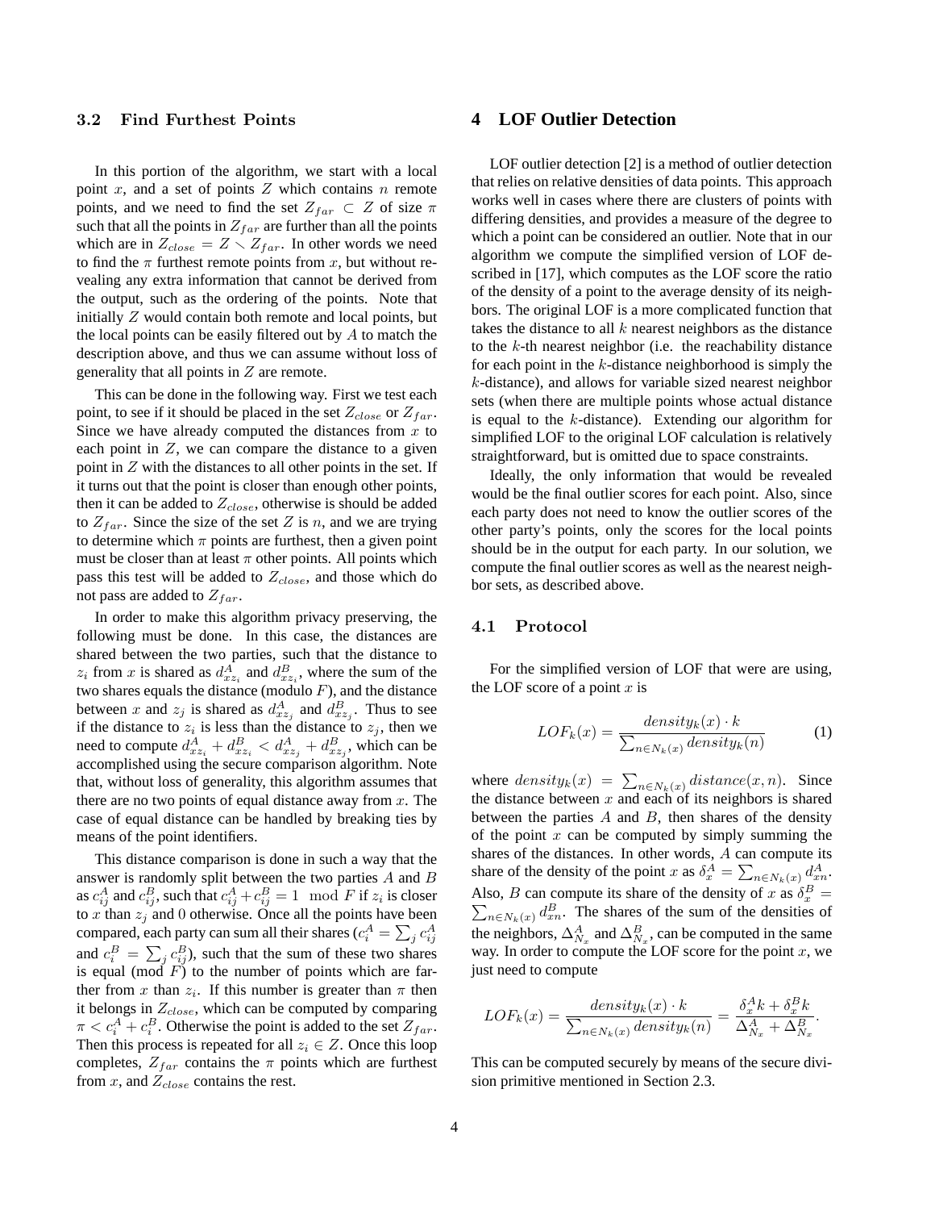### 3.2 Find Furthest Points

In this portion of the algorithm, we start with a local point $x$, and a set of points $Z$ which contains $n$ remote points, and we need to find the set $Z_{far} \subset Z$ of size $\pi$ such that all the points in $Z_{far}$ are further than all the points which are in $Z_{close} = Z \setminus Z_{far}$. In other words we need to find the $\pi$ furthest remote points from $x$, but without revealing any extra information that cannot be derived from the output, such as the ordering of the points. Note that initially $Z$ would contain both remote and local points, but the local points can be easily filtered out by $A$ to match the description above, and thus we can assume without loss of generality that all points in $Z$ are remote.

This can be done in the following way. First we test each point, to see if it should be placed in the set $Z_{close}$ or $Z_{far}$. Since we have already computed the distances from $x$ to each point in $Z$, we can compare the distance to a given point in $Z$ with the distances to all other points in the set. If it turns out that the point is closer than enough other points, then it can be added to $Z_{close}$, otherwise is should be added to $Z_{far}$. Since the size of the set $Z$ is $n$, and we are trying to determine which $\pi$ points are furthest, then a given point must be closer than at least $\pi$ other points. All points which pass this test will be added to $Z_{close}$, and those which do not pass are added to $Z_{far}$.

In order to make this algorithm privacy preserving, the following must be done. In this case, the distances are shared between the two parties, such that the distance to $z_i$ from $x$ is shared as $d^A_{xz_i}$ and $d^B_{xz_i}$, where the sum of the two shares equals the distance (modulo $F$), and the distance between $x$ and $z_j$ is shared as $d^A_{xz_j}$ and $d^B_{xz_j}$. Thus to see if the distance to $z_i$ is less than the distance to $z_j$, then we need to compute $d^A_{xz_i} + d^B_{xz_i} < d^A_{xz_j} + d^B_{xz_j}$, which can be accomplished using the secure comparison algorithm. Note that, without loss of generality, this algorithm assumes that there are no two points of equal distance away from $x$. The case of equal distance can be handled by breaking ties by means of the point identifiers.

This distance comparison is done in such a way that the answer is randomly split between the two parties $A$ and $B$ as $c^A_{ij}$ and $c^B_{ij}$, such that $c^A_{ij} + c^B_{ij} = 1 \mod F$ if $z_i$ is closer to $x$ than $z_j$ and $0$ otherwise. Once all the points have been compared, each party can sum all their shares ($c^A_i = \sum_j c^A_{ij}$ and $c^B_i = \sum_j c^B_{ij}$), such that the sum of these two shares is equal (mod $F$) to the number of points which are farther from $x$ than $z_i$. If this number is greater than $\pi$ then it belongs in $Z_{close}$, which can be computed by comparing $\pi < c^A_i + c^B_i$. Otherwise the point is added to the set $Z_{far}$. Then this process is repeated for all $z_i \in Z$. Once this loop completes, $Z_{far}$ contains the $\pi$ points which are furthest from $x$, and $Z_{close}$ contains the rest.

# 4 LOF Outlier Detection

LOF outlier detection [2] is a method of outlier detection that relies on relative densities of data points. This approach works well in cases where there are clusters of points with differing densities, and provides a measure of the degree to which a point can be considered an outlier. Note that in our algorithm we compute the simplified version of LOF described in [17], which computes as the LOF score the ratio of the density of a point to the average density of its neighbors. The original LOF is a more complicated function that takes the distance to all $k$ nearest neighbors as the distance to the $k$-th nearest neighbor (i.e. the reachability distance for each point in the $k$-distance neighborhood is simply the $k$-distance), and allows for variable sized nearest neighbor sets (when there are multiple points whose actual distance is equal to the $k$-distance). Extending our algorithm for simplified LOF to the original LOF calculation is relatively straightforward, but is omitted due to space constraints.

Ideally, the only information that would be revealed would be the final outlier scores for each point. Also, since each party does not need to know the outlier scores of the other party's points, only the scores for the local points should be in the output for each party. In our solution, we compute the final outlier scores as well as the nearest neighbor sets, as described above.

## 4.1 Protocol

For the simplified version of LOF that were are using, the LOF score of a point $x$ is

$$LOF_k(x) = \frac{density_k(x) \cdot k}{\sum_{n \in N_k(x)} density_k(n)} \tag{1}$$

where $density_k(x) = \sum_{n \in N_k(x)} distance(x, n)$. Since the distance between $x$ and each of its neighbors is shared between the parties $A$ and $B$, then shares of the density of the point $x$ can be computed by simply summing the shares of the distances. In other words, $A$ can compute its share of the density of the point $x$ as $\delta^A_x = \sum_{n \in N_k(x)} d^A_{xn}$. Also, $B$ can compute its share of the density of $x$ as $\delta^B_x = \sum_{n \in N_k(x)} d^B_{xn}$. The shares of the sum of the densities of the neighbors, $\Delta^A_{N_x}$ and $\Delta^B_{N_x}$, can be computed in the same way. In order to compute the LOF score for the point $x$, we just need to compute

$$LOF_k(x) = \frac{density_k(x) \cdot k}{\sum_{n \in N_k(x)} density_k(n)} = \frac{\delta^A_x k + \delta^B_x k}{\Delta^A_{N_x} + \Delta^B_{N_x}}.$$

This can be computed securely by means of the secure division primitive mentioned in Section 2.3.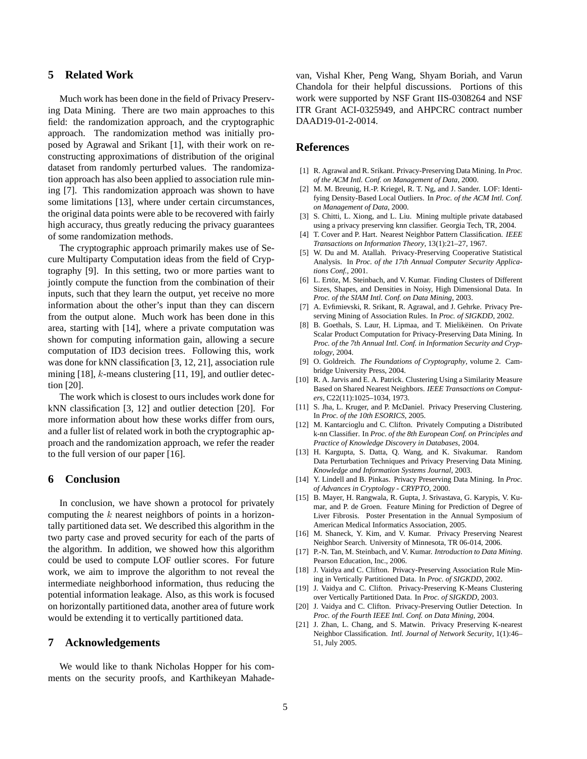## 5 Related Work

Much work has been done in the field of Privacy Preserving Data Mining. There are two main approaches to this field: the randomization approach, and the cryptographic approach. The randomization method was initially proposed by Agrawal and Srikant [1], with their work on reconstructing approximations of distribution of the original dataset from randomly perturbed values. The randomization approach has also been applied to association rule mining [7]. This randomization approach was shown to have some limitations [13], where under certain circumstances, the original data points were able to be recovered with fairly high accuracy, thus greatly reducing the privacy guarantees of some randomization methods.

The cryptographic approach primarily makes use of Secure Multiparty Computation ideas from the field of Cryptography [9]. In this setting, two or more parties want to jointly compute the function from the combination of their inputs, such that they learn the output, yet receive no more information about the other's input than they can discern from the output alone. Much work has been done in this area, starting with [14], where a private computation was shown for computing information gain, allowing a secure computation of ID3 decision trees. Following this, work was done for kNN classification [3, 12, 21], association rule mining [18], $k$-means clustering [11, 19], and outlier detection [20].

The work which is closest to ours includes work done for kNN classification [3, 12] and outlier detection [20]. For more information about how these works differ from ours, and a fuller list of related work in both the cryptographic approach and the randomization approach, we refer the reader to the full version of our paper [16].

## 6 Conclusion

In conclusion, we have shown a protocol for privately computing the $k$ nearest neighbors of points in a horizontally partitioned data set. We described this algorithm in the two party case and proved security for each of the parts of the algorithm. In addition, we showed how this algorithm could be used to compute LOF outlier scores. For future work, we aim to improve the algorithm to not reveal the intermediate neighborhood information, thus reducing the potential information leakage. Also, as this work is focused on horizontally partitioned data, another area of future work would be extending it to vertically partitioned data.

## 7 Acknowledgements

We would like to thank Nicholas Hopper for his comments on the security proofs, and Karthikeyan Mahadevan, Vishal Kher, Peng Wang, Shyam Boriah, and Varun Chandola for their helpful discussions. Portions of this work were supported by NSF Grant IIS-0308264 and NSF ITR Grant ACI-0325949, and AHPCRC contract number DAAD19-01-2-0014.

## References

[1] R. Agrawal and R. Srikant. Privacy-Preserving Data Mining. In *Proc. of the ACM Intl. Conf. on Management of Data*, 2000.

[2] M. M. Breunig, H.-P. Kriegel, R. T. Ng, and J. Sander. LOF: Identifying Density-Based Local Outliers. In *Proc. of the ACM Intl. Conf. on Management of Data*, 2000.

[3] S. Chitti, L. Xiong, and L. Liu. Mining multiple private databased using a privacy preserving knn classifier. Georgia Tech, TR, 2004.

[4] T. Cover and P. Hart. Nearest Neighbor Pattern Classification. *IEEE Transactions on Information Theory*, 13(1):21–27, 1967.

[5] W. Du and M. Atallah. Privacy-Preserving Cooperative Statistical Analysis. In *Proc. of the 17th Annual Computer Security Applications Conf.*, 2001.

[6] L. Ertöz, M. Steinbach, and V. Kumar. Finding Clusters of Different Sizes, Shapes, and Densities in Noisy, High Dimensional Data. In *Proc. of the SIAM Intl. Conf. on Data Mining*, 2003.

[7] A. Evfimievski, R. Srikant, R. Agrawal, and J. Gehrke. Privacy Preserving Mining of Association Rules. In *Proc. of SIGKDD*, 2002.

[8] B. Goethals, S. Laur, H. Lipmaa, and T. Mielikëinen. On Private Scalar Product Computation for Privacy-Preserving Data Mining. In *Proc. of the 7th Annual Intl. Conf. in Information Security and Cryptology*, 2004.

[9] O. Goldreich. *The Foundations of Cryptography*, volume 2. Cambridge University Press, 2004.

[10] R. A. Jarvis and E. A. Patrick. Clustering Using a Similarity Measure Based on Shared Nearest Neighbors. *IEEE Transactions on Computers*, C22(11):1025–1034, 1973.

[11] S. Jha, L. Kruger, and P. McDaniel. Privacy Preserving Clustering. In *Proc. of the 10th ESORICS*, 2005.

[12] M. Kantarcioglu and C. Clifton. Privately Computing a Distributed k-nn Classifier. In *Proc. of the 8th European Conf. on Principles and Practice of Knowledge Discovery in Databases*, 2004.

[13] H. Kargupta, S. Datta, Q. Wang, and K. Sivakumar. Random Data Perturbation Techniques and Privacy Preserving Data Mining. *Knowledge and Information Systems Journal*, 2003.

[14] Y. Lindell and B. Pinkas. Privacy Preserving Data Mining. In *Proc. of Advances in Cryptology - CRYPTO*, 2000.

[15] B. Mayer, H. Rangwala, R. Gupta, J. Srivastava, G. Karypis, V. Kumar, and P. de Groen. Feature Mining for Prediction of Degree of Liver Fibrosis. Poster Presentation in the Annual Symposium of American Medical Informatics Association, 2005.

[16] M. Shaneck, Y. Kim, and V. Kumar. Privacy Preserving Nearest Neighbor Search. University of Minnesota, TR 06-014, 2006.

[17] P.-N. Tan, M. Steinbach, and V. Kumar. *Introduction to Data Mining*. Pearson Education, Inc., 2006.

[18] J. Vaidya and C. Clifton. Privacy-Preserving Association Rule Mining in Vertically Partitioned Data. In *Proc. of SIGKDD*, 2002.

[19] J. Vaidya and C. Clifton. Privacy-Preserving K-Means Clustering over Vertically Partitioned Data. In *Proc. of SIGKDD*, 2003.

[20] J. Vaidya and C. Clifton. Privacy-Preserving Outlier Detection. In *Proc. of the Fourth IEEE Intl. Conf. on Data Mining*, 2004.

[21] J. Zhan, L. Chang, and S. Matwin. Privacy Preserving K-nearest Neighbor Classification. *Intl. Journal of Network Security*, 1(1):46–51, July 2005.